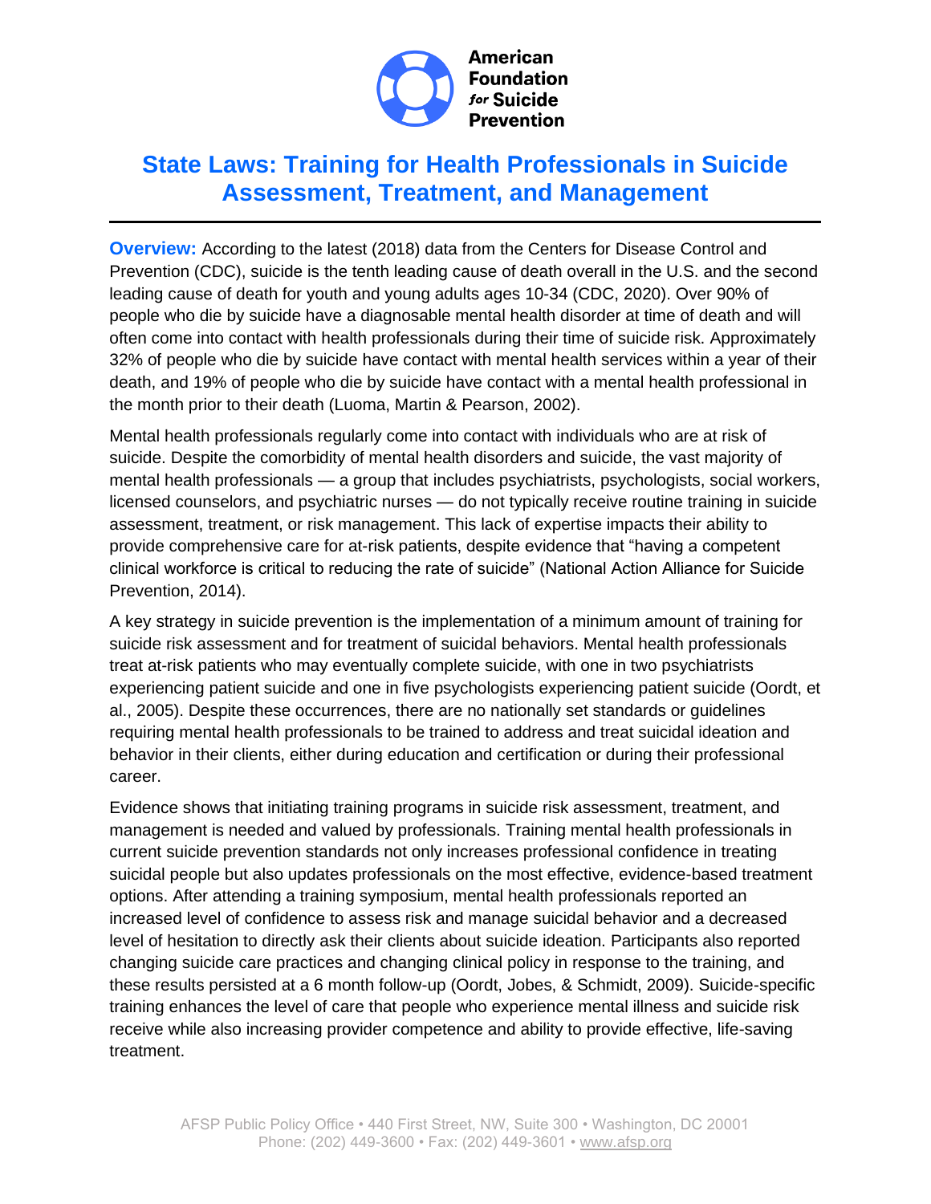American Foundation *for* Suicide Prevention

# State Laws: Training for Health Professionals in Suicide Assessment, Treatment, and Management

**Overview:** According to the latest (2018) data from the Centers for Disease Control and Prevention (CDC), suicide is the tenth leading cause of death overall in the U.S. and the second leading cause of death for youth and young adults ages 10-34 (CDC, 2020). Over 90% of people who die by suicide have a diagnosable mental health disorder at time of death and will often come into contact with health professionals during their time of suicide risk. Approximately 32% of people who die by suicide have contact with mental health services within a year of their death, and 19% of people who die by suicide have contact with a mental health professional in the month prior to their death (Luoma, Martin & Pearson, 2002).

Mental health professionals regularly come into contact with individuals who are at risk of suicide. Despite the comorbidity of mental health disorders and suicide, the vast majority of mental health professionals — a group that includes psychiatrists, psychologists, social workers, licensed counselors, and psychiatric nurses — do not typically receive routine training in suicide assessment, treatment, or risk management. This lack of expertise impacts their ability to provide comprehensive care for at-risk patients, despite evidence that "having a competent clinical workforce is critical to reducing the rate of suicide" (National Action Alliance for Suicide Prevention, 2014).

A key strategy in suicide prevention is the implementation of a minimum amount of training for suicide risk assessment and for treatment of suicidal behaviors. Mental health professionals treat at-risk patients who may eventually complete suicide, with one in two psychiatrists experiencing patient suicide and one in five psychologists experiencing patient suicide (Oordt, et al., 2005). Despite these occurrences, there are no nationally set standards or guidelines requiring mental health professionals to be trained to address and treat suicidal ideation and behavior in their clients, either during education and certification or during their professional career.

Evidence shows that initiating training programs in suicide risk assessment, treatment, and management is needed and valued by professionals. Training mental health professionals in current suicide prevention standards not only increases professional confidence in treating suicidal people but also updates professionals on the most effective, evidence-based treatment options. After attending a training symposium, mental health professionals reported an increased level of confidence to assess risk and manage suicidal behavior and a decreased level of hesitation to directly ask their clients about suicide ideation. Participants also reported changing suicide care practices and changing clinical policy in response to the training, and these results persisted at a 6 month follow-up (Oordt, Jobes, & Schmidt, 2009). Suicide-specific training enhances the level of care that people who experience mental illness and suicide risk receive while also increasing provider competence and ability to provide effective, life-saving treatment.

AFSP Public Policy Office • 440 First Street, NW, Suite 300 • Washington, DC 20001
Phone: (202) 449-3600 • Fax: (202) 449-3601 • www.afsp.org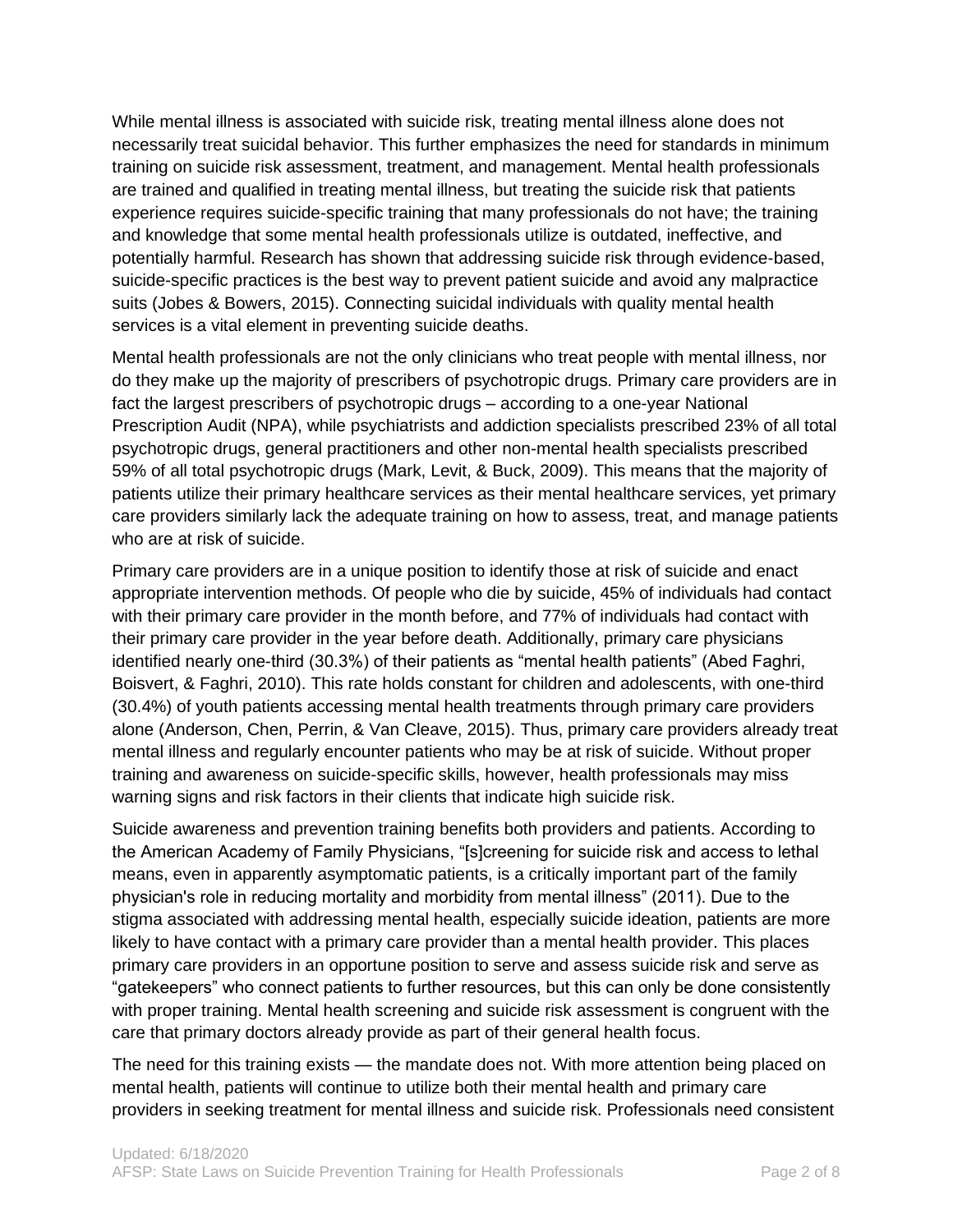While mental illness is associated with suicide risk, treating mental illness alone does not necessarily treat suicidal behavior. This further emphasizes the need for standards in minimum training on suicide risk assessment, treatment, and management. Mental health professionals are trained and qualified in treating mental illness, but treating the suicide risk that patients experience requires suicide-specific training that many professionals do not have; the training and knowledge that some mental health professionals utilize is outdated, ineffective, and potentially harmful. Research has shown that addressing suicide risk through evidence-based, suicide-specific practices is the best way to prevent patient suicide and avoid any malpractice suits (Jobes & Bowers, 2015). Connecting suicidal individuals with quality mental health services is a vital element in preventing suicide deaths.

Mental health professionals are not the only clinicians who treat people with mental illness, nor do they make up the majority of prescribers of psychotropic drugs. Primary care providers are in fact the largest prescribers of psychotropic drugs – according to a one-year National Prescription Audit (NPA), while psychiatrists and addiction specialists prescribed 23% of all total psychotropic drugs, general practitioners and other non-mental health specialists prescribed 59% of all total psychotropic drugs (Mark, Levit, & Buck, 2009). This means that the majority of patients utilize their primary healthcare services as their mental healthcare services, yet primary care providers similarly lack the adequate training on how to assess, treat, and manage patients who are at risk of suicide.

Primary care providers are in a unique position to identify those at risk of suicide and enact appropriate intervention methods. Of people who die by suicide, 45% of individuals had contact with their primary care provider in the month before, and 77% of individuals had contact with their primary care provider in the year before death. Additionally, primary care physicians identified nearly one-third (30.3%) of their patients as "mental health patients" (Abed Faghri, Boisvert, & Faghri, 2010). This rate holds constant for children and adolescents, with one-third (30.4%) of youth patients accessing mental health treatments through primary care providers alone (Anderson, Chen, Perrin, & Van Cleave, 2015). Thus, primary care providers already treat mental illness and regularly encounter patients who may be at risk of suicide. Without proper training and awareness on suicide-specific skills, however, health professionals may miss warning signs and risk factors in their clients that indicate high suicide risk.

Suicide awareness and prevention training benefits both providers and patients. According to the American Academy of Family Physicians, "[s]creening for suicide risk and access to lethal means, even in apparently asymptomatic patients, is a critically important part of the family physician's role in reducing mortality and morbidity from mental illness" (2011). Due to the stigma associated with addressing mental health, especially suicide ideation, patients are more likely to have contact with a primary care provider than a mental health provider. This places primary care providers in an opportune position to serve and assess suicide risk and serve as "gatekeepers" who connect patients to further resources, but this can only be done consistently with proper training. Mental health screening and suicide risk assessment is congruent with the care that primary doctors already provide as part of their general health focus.

The need for this training exists — the mandate does not. With more attention being placed on mental health, patients will continue to utilize both their mental health and primary care providers in seeking treatment for mental illness and suicide risk. Professionals need consistent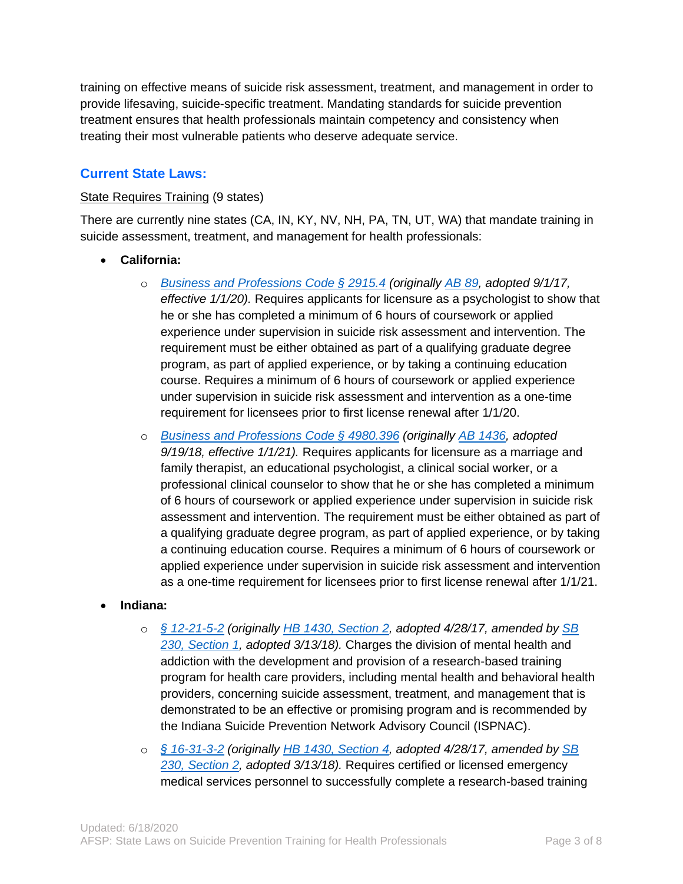training on effective means of suicide risk assessment, treatment, and management in order to provide lifesaving, suicide-specific treatment. Mandating standards for suicide prevention treatment ensures that health professionals maintain competency and consistency when treating their most vulnerable patients who deserve adequate service.

## Current State Laws:

State Requires Training (9 states)

There are currently nine states (CA, IN, KY, NV, NH, PA, TN, UT, WA) that mandate training in suicide assessment, treatment, and management for health professionals:

- **California:**
  - *Business and Professions Code § 2915.4 (originally AB 89, adopted 9/1/17, effective 1/1/20).* Requires applicants for licensure as a psychologist to show that he or she has completed a minimum of 6 hours of coursework or applied experience under supervision in suicide risk assessment and intervention. The requirement must be either obtained as part of a qualifying graduate degree program, as part of applied experience, or by taking a continuing education course. Requires a minimum of 6 hours of coursework or applied experience under supervision in suicide risk assessment and intervention as a one-time requirement for licensees prior to first license renewal after 1/1/20.
  - *Business and Professions Code § 4980.396 (originally AB 1436, adopted 9/19/18, effective 1/1/21).* Requires applicants for licensure as a marriage and family therapist, an educational psychologist, a clinical social worker, or a professional clinical counselor to show that he or she has completed a minimum of 6 hours of coursework or applied experience under supervision in suicide risk assessment and intervention. The requirement must be either obtained as part of a qualifying graduate degree program, as part of applied experience, or by taking a continuing education course. Requires a minimum of 6 hours of coursework or applied experience under supervision in suicide risk assessment and intervention as a one-time requirement for licensees prior to first license renewal after 1/1/21.
- **Indiana:**
  - *§ 12-21-5-2 (originally HB 1430, Section 2, adopted 4/28/17, amended by SB 230, Section 1, adopted 3/13/18).* Charges the division of mental health and addiction with the development and provision of a research-based training program for health care providers, including mental health and behavioral health providers, concerning suicide assessment, treatment, and management that is demonstrated to be an effective or promising program and is recommended by the Indiana Suicide Prevention Network Advisory Council (ISPNAC).
  - *§ 16-31-3-2 (originally HB 1430, Section 4, adopted 4/28/17, amended by SB 230, Section 2, adopted 3/13/18).* Requires certified or licensed emergency medical services personnel to successfully complete a research-based training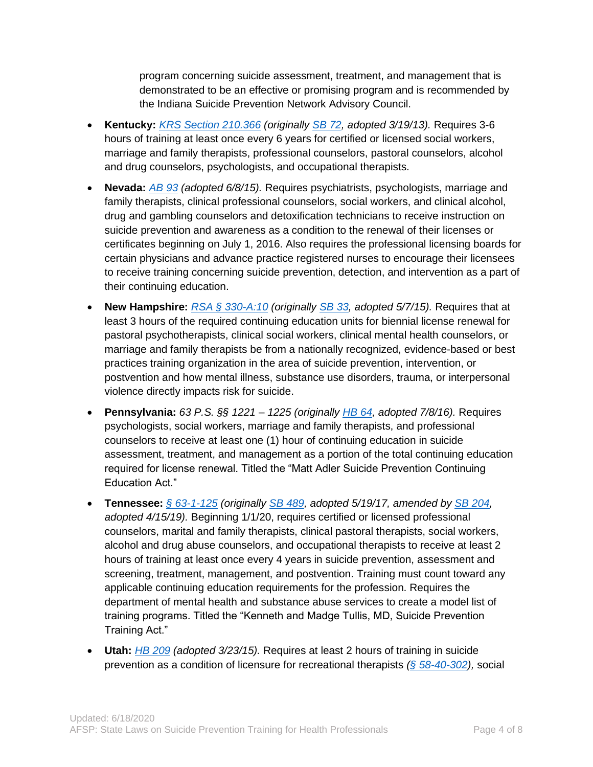program concerning suicide assessment, treatment, and management that is demonstrated to be an effective or promising program and is recommended by the Indiana Suicide Prevention Network Advisory Council.

- **Kentucky:** *KRS Section 210.366 (originally SB 72, adopted 3/19/13).* Requires 3-6 hours of training at least once every 6 years for certified or licensed social workers, marriage and family therapists, professional counselors, pastoral counselors, alcohol and drug counselors, psychologists, and occupational therapists.

- **Nevada:** *AB 93 (adopted 6/8/15).* Requires psychiatrists, psychologists, marriage and family therapists, clinical professional counselors, social workers, and clinical alcohol, drug and gambling counselors and detoxification technicians to receive instruction on suicide prevention and awareness as a condition to the renewal of their licenses or certificates beginning on July 1, 2016. Also requires the professional licensing boards for certain physicians and advance practice registered nurses to encourage their licensees to receive training concerning suicide prevention, detection, and intervention as a part of their continuing education.

- **New Hampshire:** *RSA § 330-A:10 (originally SB 33, adopted 5/7/15).* Requires that at least 3 hours of the required continuing education units for biennial license renewal for pastoral psychotherapists, clinical social workers, clinical mental health counselors, or marriage and family therapists be from a nationally recognized, evidence-based or best practices training organization in the area of suicide prevention, intervention, or postvention and how mental illness, substance use disorders, trauma, or interpersonal violence directly impacts risk for suicide.

- **Pennsylvania:** *63 P.S. §§ 1221 – 1225 (originally HB 64, adopted 7/8/16).* Requires psychologists, social workers, marriage and family therapists, and professional counselors to receive at least one (1) hour of continuing education in suicide assessment, treatment, and management as a portion of the total continuing education required for license renewal. Titled the "Matt Adler Suicide Prevention Continuing Education Act."

- **Tennessee:** *§ 63-1-125 (originally SB 489, adopted 5/19/17, amended by SB 204, adopted 4/15/19).* Beginning 1/1/20, requires certified or licensed professional counselors, marital and family therapists, clinical pastoral therapists, social workers, alcohol and drug abuse counselors, and occupational therapists to receive at least 2 hours of training at least once every 4 years in suicide prevention, assessment and screening, treatment, management, and postvention. Training must count toward any applicable continuing education requirements for the profession. Requires the department of mental health and substance abuse services to create a model list of training programs. Titled the "Kenneth and Madge Tullis, MD, Suicide Prevention Training Act."

- **Utah:** *HB 209 (adopted 3/23/15).* Requires at least 2 hours of training in suicide prevention as a condition of licensure for recreational therapists *(§ 58-40-302),* social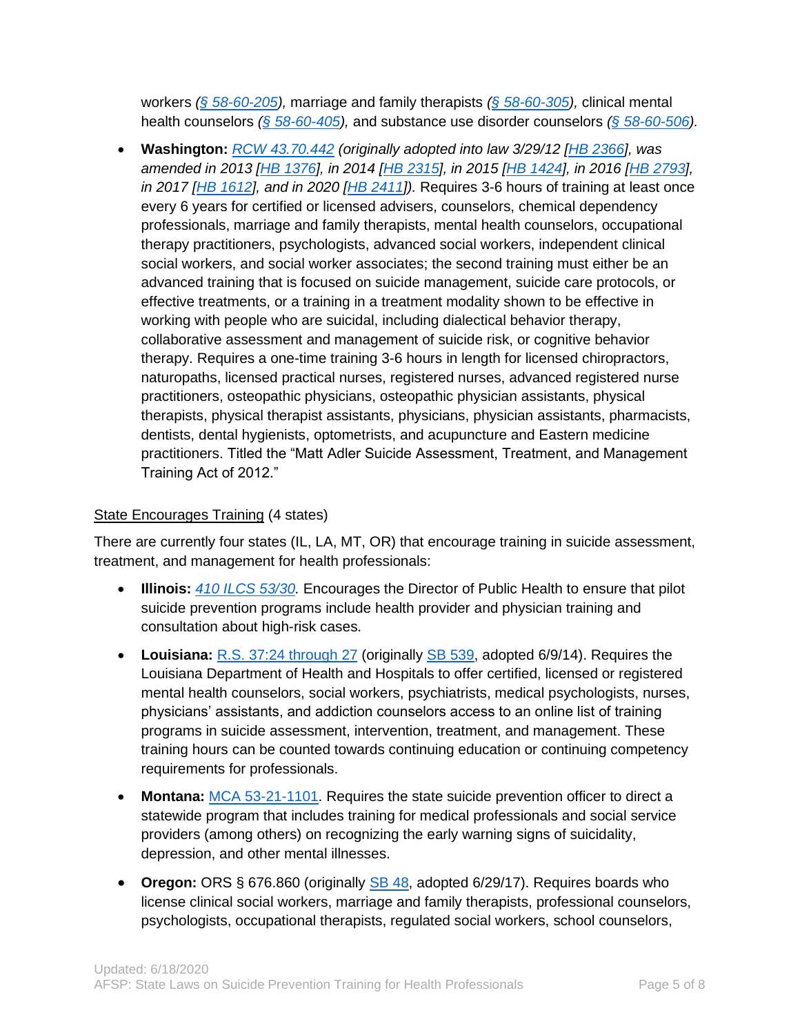workers *(§ 58-60-205),* marriage and family therapists *(§ 58-60-305),* clinical mental health counselors *(§ 58-60-405),* and substance use disorder counselors *(§ 58-60-506).*

- **Washington:** *RCW 43.70.442 (originally adopted into law 3/29/12 [HB 2366], was amended in 2013 [HB 1376], in 2014 [HB 2315], in 2015 [HB 1424], in 2016 [HB 2793], in 2017 [HB 1612], and in 2020 [HB 2411]).* Requires 3-6 hours of training at least once every 6 years for certified or licensed advisers, counselors, chemical dependency professionals, marriage and family therapists, mental health counselors, occupational therapy practitioners, psychologists, advanced social workers, independent clinical social workers, and social worker associates; the second training must either be an advanced training that is focused on suicide management, suicide care protocols, or effective treatments, or a training in a treatment modality shown to be effective in working with people who are suicidal, including dialectical behavior therapy, collaborative assessment and management of suicide risk, or cognitive behavior therapy. Requires a one-time training 3-6 hours in length for licensed chiropractors, naturopaths, licensed practical nurses, registered nurses, advanced registered nurse practitioners, osteopathic physicians, osteopathic physician assistants, physical therapists, physical therapist assistants, physicians, physician assistants, pharmacists, dentists, dental hygienists, optometrists, and acupuncture and Eastern medicine practitioners. Titled the "Matt Adler Suicide Assessment, Treatment, and Management Training Act of 2012."

<u>State Encourages Training</u> (4 states)

There are currently four states (IL, LA, MT, OR) that encourage training in suicide assessment, treatment, and management for health professionals:

- **Illinois:** *410 ILCS 53/30.* Encourages the Director of Public Health to ensure that pilot suicide prevention programs include health provider and physician training and consultation about high-risk cases.

- **Louisiana:** R.S. 37:24 through 27 (originally SB 539, adopted 6/9/14). Requires the Louisiana Department of Health and Hospitals to offer certified, licensed or registered mental health counselors, social workers, psychiatrists, medical psychologists, nurses, physicians' assistants, and addiction counselors access to an online list of training programs in suicide assessment, intervention, treatment, and management. These training hours can be counted towards continuing education or continuing competency requirements for professionals.

- **Montana:** MCA 53-21-1101. Requires the state suicide prevention officer to direct a statewide program that includes training for medical professionals and social service providers (among others) on recognizing the early warning signs of suicidality, depression, and other mental illnesses.

- **Oregon:** ORS § 676.860 (originally SB 48, adopted 6/29/17). Requires boards who license clinical social workers, marriage and family therapists, professional counselors, psychologists, occupational therapists, regulated social workers, school counselors,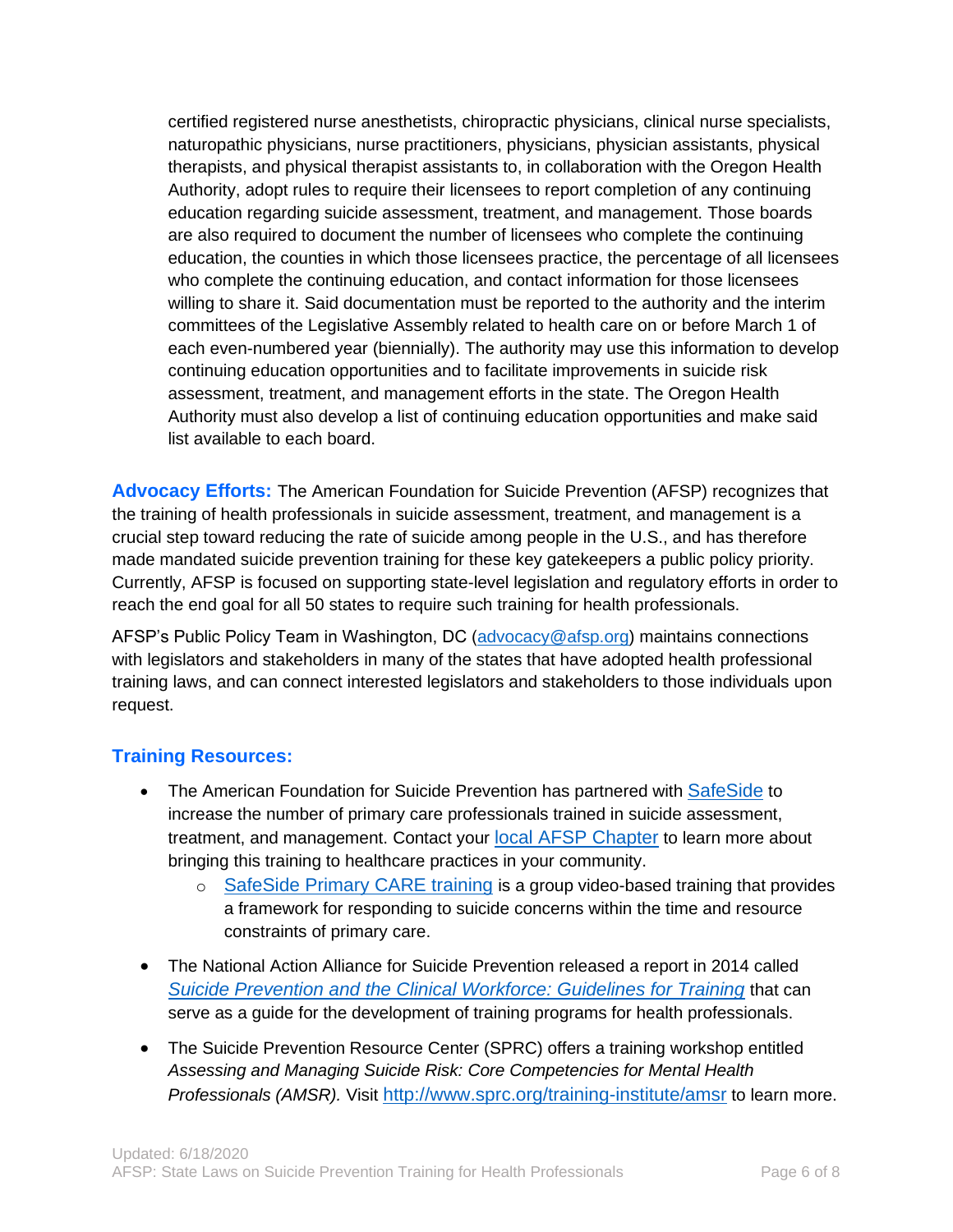certified registered nurse anesthetists, chiropractic physicians, clinical nurse specialists, naturopathic physicians, nurse practitioners, physicians, physician assistants, physical therapists, and physical therapist assistants to, in collaboration with the Oregon Health Authority, adopt rules to require their licensees to report completion of any continuing education regarding suicide assessment, treatment, and management. Those boards are also required to document the number of licensees who complete the continuing education, the counties in which those licensees practice, the percentage of all licensees who complete the continuing education, and contact information for those licensees willing to share it. Said documentation must be reported to the authority and the interim committees of the Legislative Assembly related to health care on or before March 1 of each even-numbered year (biennially). The authority may use this information to develop continuing education opportunities and to facilitate improvements in suicide risk assessment, treatment, and management efforts in the state. The Oregon Health Authority must also develop a list of continuing education opportunities and make said list available to each board.

**Advocacy Efforts:** The American Foundation for Suicide Prevention (AFSP) recognizes that the training of health professionals in suicide assessment, treatment, and management is a crucial step toward reducing the rate of suicide among people in the U.S., and has therefore made mandated suicide prevention training for these key gatekeepers a public policy priority. Currently, AFSP is focused on supporting state-level legislation and regulatory efforts in order to reach the end goal for all 50 states to require such training for health professionals.

AFSP's Public Policy Team in Washington, DC (advocacy@afsp.org) maintains connections with legislators and stakeholders in many of the states that have adopted health professional training laws, and can connect interested legislators and stakeholders to those individuals upon request.

## Training Resources:

- The American Foundation for Suicide Prevention has partnered with SafeSide to increase the number of primary care professionals trained in suicide assessment, treatment, and management. Contact your local AFSP Chapter to learn more about bringing this training to healthcare practices in your community.
  - SafeSide Primary CARE training is a group video-based training that provides a framework for responding to suicide concerns within the time and resource constraints of primary care.
- The National Action Alliance for Suicide Prevention released a report in 2014 called *Suicide Prevention and the Clinical Workforce: Guidelines for Training* that can serve as a guide for the development of training programs for health professionals.
- The Suicide Prevention Resource Center (SPRC) offers a training workshop entitled *Assessing and Managing Suicide Risk: Core Competencies for Mental Health Professionals (AMSR).* Visit http://www.sprc.org/training-institute/amsr to learn more.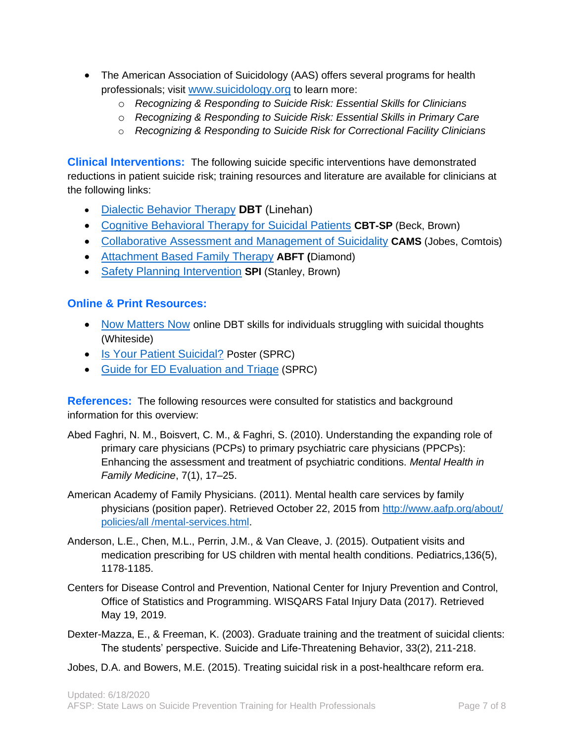- The American Association of Suicidology (AAS) offers several programs for health professionals; visit www.suicidology.org to learn more:
  - *Recognizing & Responding to Suicide Risk: Essential Skills for Clinicians*
  - *Recognizing & Responding to Suicide Risk: Essential Skills in Primary Care*
  - *Recognizing & Responding to Suicide Risk for Correctional Facility Clinicians*

**Clinical Interventions:** The following suicide specific interventions have demonstrated reductions in patient suicide risk; training resources and literature are available for clinicians at the following links:

- Dialectic Behavior Therapy **DBT** (Linehan)
- Cognitive Behavioral Therapy for Suicidal Patients **CBT-SP** (Beck, Brown)
- Collaborative Assessment and Management of Suicidality **CAMS** (Jobes, Comtois)
- Attachment Based Family Therapy **ABFT (**Diamond)
- Safety Planning Intervention **SPI** (Stanley, Brown)

## Online & Print Resources:

- Now Matters Now online DBT skills for individuals struggling with suicidal thoughts (Whiteside)
- Is Your Patient Suicidal? Poster (SPRC)
- Guide for ED Evaluation and Triage (SPRC)

**References:** The following resources were consulted for statistics and background information for this overview:

Abed Faghri, N. M., Boisvert, C. M., & Faghri, S. (2010). Understanding the expanding role of primary care physicians (PCPs) to primary psychiatric care physicians (PPCPs): Enhancing the assessment and treatment of psychiatric conditions. *Mental Health in Family Medicine*, 7(1), 17–25.

American Academy of Family Physicians. (2011). Mental health care services by family physicians (position paper). Retrieved October 22, 2015 from http://www.aafp.org/about/policies/all /mental-services.html.

Anderson, L.E., Chen, M.L., Perrin, J.M., & Van Cleave, J. (2015). Outpatient visits and medication prescribing for US children with mental health conditions. Pediatrics,136(5), 1178-1185.

Centers for Disease Control and Prevention, National Center for Injury Prevention and Control, Office of Statistics and Programming. WISQARS Fatal Injury Data (2017). Retrieved May 19, 2019.

Dexter-Mazza, E., & Freeman, K. (2003). Graduate training and the treatment of suicidal clients: The students' perspective. Suicide and Life-Threatening Behavior, 33(2), 211-218.

Jobes, D.A. and Bowers, M.E. (2015). Treating suicidal risk in a post-healthcare reform era.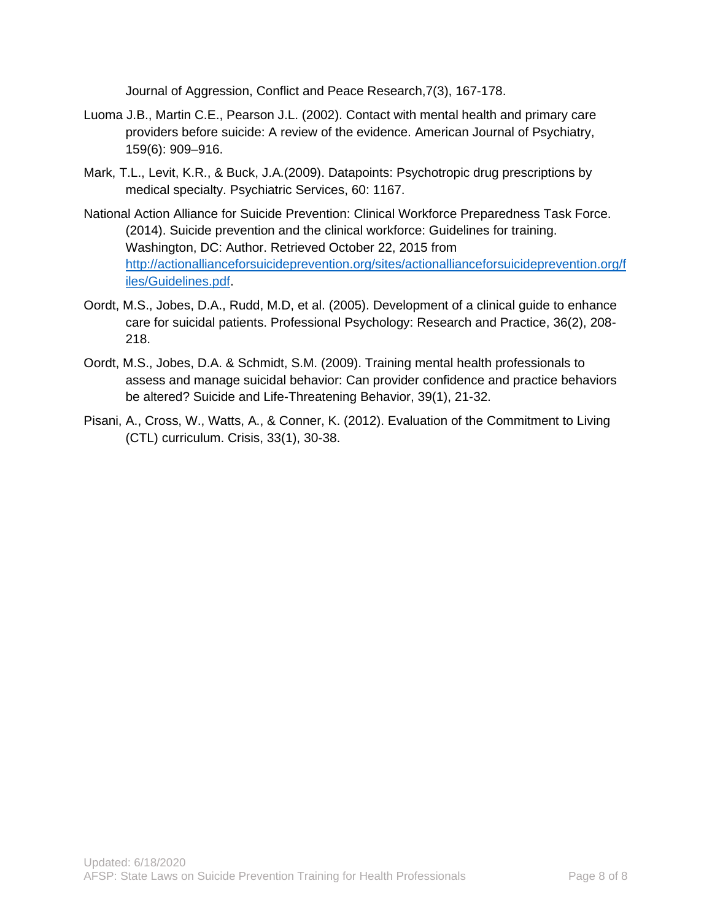Journal of Aggression, Conflict and Peace Research,7(3), 167-178.

Luoma J.B., Martin C.E., Pearson J.L. (2002). Contact with mental health and primary care providers before suicide: A review of the evidence. American Journal of Psychiatry, 159(6): 909–916.

Mark, T.L., Levit, K.R., & Buck, J.A.(2009). Datapoints: Psychotropic drug prescriptions by medical specialty. Psychiatric Services, 60: 1167.

National Action Alliance for Suicide Prevention: Clinical Workforce Preparedness Task Force. (2014). Suicide prevention and the clinical workforce: Guidelines for training. Washington, DC: Author. Retrieved October 22, 2015 from [http://actionallianceforsuicideprevention.org/sites/actionallianceforsuicideprevention.org/files/Guidelines.pdf](http://actionallianceforsuicideprevention.org/sites/actionallianceforsuicideprevention.org/files/Guidelines.pdf).

Oordt, M.S., Jobes, D.A., Rudd, M.D, et al. (2005). Development of a clinical guide to enhance care for suicidal patients. Professional Psychology: Research and Practice, 36(2), 208-218.

Oordt, M.S., Jobes, D.A. & Schmidt, S.M. (2009). Training mental health professionals to assess and manage suicidal behavior: Can provider confidence and practice behaviors be altered? Suicide and Life-Threatening Behavior, 39(1), 21-32.

Pisani, A., Cross, W., Watts, A., & Conner, K. (2012). Evaluation of the Commitment to Living (CTL) curriculum. Crisis, 33(1), 30-38.